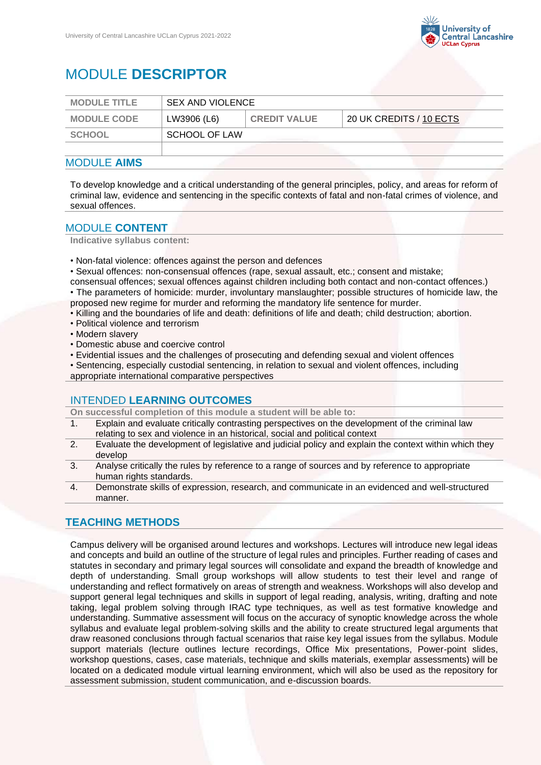# MODULE **DESCRIPTOR**

| MODULE TITLE | SEX AND VIOLENCE | | |
|---|---|---|---|
| MODULE CODE | LW3906 (L6) | CREDIT VALUE | 20 UK CREDITS / 10 ECTS |
| SCHOOL | SCHOOL OF LAW | | |
| | | | |

## MODULE **AIMS**

To develop knowledge and a critical understanding of the general principles, policy, and areas for reform of criminal law, evidence and sentencing in the specific contexts of fatal and non-fatal crimes of violence, and sexual offences.

## MODULE **CONTENT**

**Indicative syllabus content:**

- Non-fatal violence: offences against the person and defences
- Sexual offences: non-consensual offences (rape, sexual assault, etc.; consent and mistake; consensual offences; sexual offences against children including both contact and non-contact offences.)
- The parameters of homicide: murder, involuntary manslaughter; possible structures of homicide law, the proposed new regime for murder and reforming the mandatory life sentence for murder.
- Killing and the boundaries of life and death: definitions of life and death; child destruction; abortion.
- Political violence and terrorism
- Modern slavery
- Domestic abuse and coercive control
- Evidential issues and the challenges of prosecuting and defending sexual and violent offences
- Sentencing, especially custodial sentencing, in relation to sexual and violent offences, including appropriate international comparative perspectives

## INTENDED **LEARNING OUTCOMES**

**On successful completion of this module a student will be able to:**

1. Explain and evaluate critically contrasting perspectives on the development of the criminal law relating to sex and violence in an historical, social and political context
2. Evaluate the development of legislative and judicial policy and explain the context within which they develop
3. Analyse critically the rules by reference to a range of sources and by reference to appropriate human rights standards.
4. Demonstrate skills of expression, research, and communicate in an evidenced and well-structured manner.

## **TEACHING METHODS**

Campus delivery will be organised around lectures and workshops. Lectures will introduce new legal ideas and concepts and build an outline of the structure of legal rules and principles. Further reading of cases and statutes in secondary and primary legal sources will consolidate and expand the breadth of knowledge and depth of understanding. Small group workshops will allow students to test their level and range of understanding and reflect formatively on areas of strength and weakness. Workshops will also develop and support general legal techniques and skills in support of legal reading, analysis, writing, drafting and note taking, legal problem solving through IRAC type techniques, as well as test formative knowledge and understanding. Summative assessment will focus on the accuracy of synoptic knowledge across the whole syllabus and evaluate legal problem-solving skills and the ability to create structured legal arguments that draw reasoned conclusions through factual scenarios that raise key legal issues from the syllabus. Module support materials (lecture outlines lecture recordings, Office Mix presentations, Power-point slides, workshop questions, cases, case materials, technique and skills materials, exemplar assessments) will be located on a dedicated module virtual learning environment, which will also be used as the repository for assessment submission, student communication, and e-discussion boards.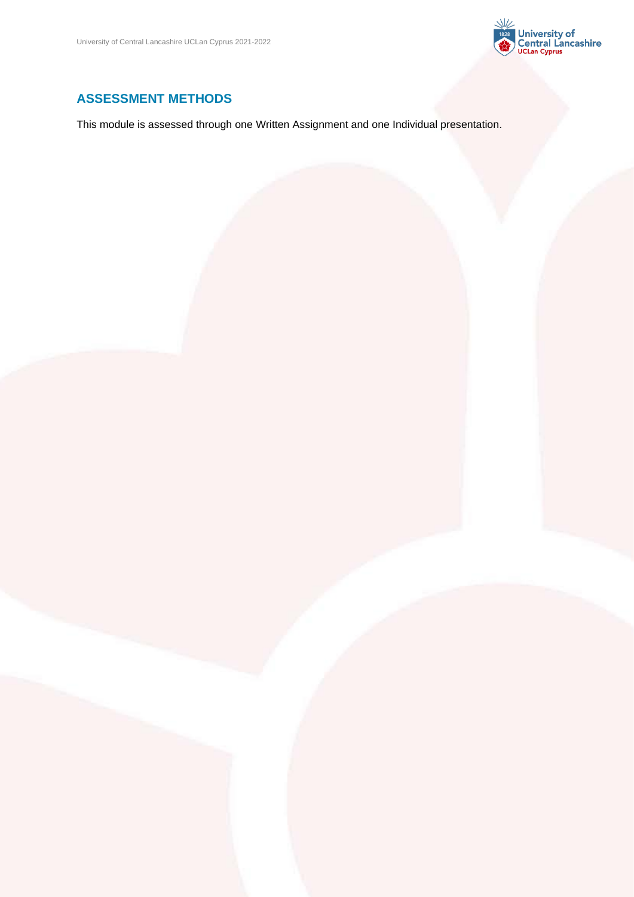## ASSESSMENT METHODS

This module is assessed through one Written Assignment and one Individual presentation.